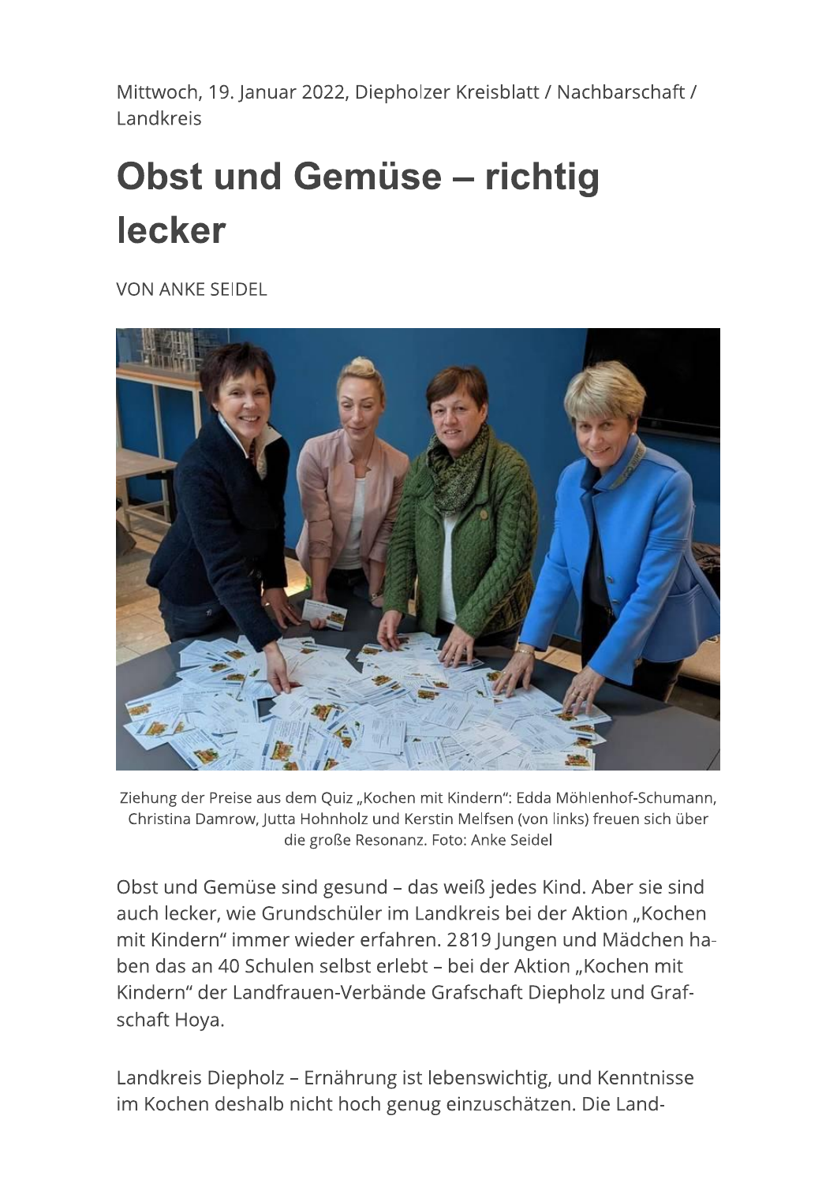Mittwoch, 19. Januar 2022, Diepholzer Kreisblatt / Nachbarschaft / Landkreis

# Obst und Gemüse – richtig lecker

VON ANKE SEIDEL

Ziehung der Preise aus dem Quiz „Kochen mit Kindern“: Edda Möhlenhof-Schumann, Christina Damrow, Jutta Hohnholz und Kerstin Melfsen (von links) freuen sich über die große Resonanz. Foto: Anke Seidel

Obst und Gemüse sind gesund – das weiß jedes Kind. Aber sie sind auch lecker, wie Grundschüler im Landkreis bei der Aktion „Kochen mit Kindern“ immer wieder erfahren. 2819 Jungen und Mädchen haben das an 40 Schulen selbst erlebt – bei der Aktion „Kochen mit Kindern“ der Landfrauen-Verbände Grafschaft Diepholz und Grafschaft Hoya.

Landkreis Diepholz – Ernährung ist lebenswichtig, und Kenntnisse im Kochen deshalb nicht hoch genug einzuschätzen. Die Land-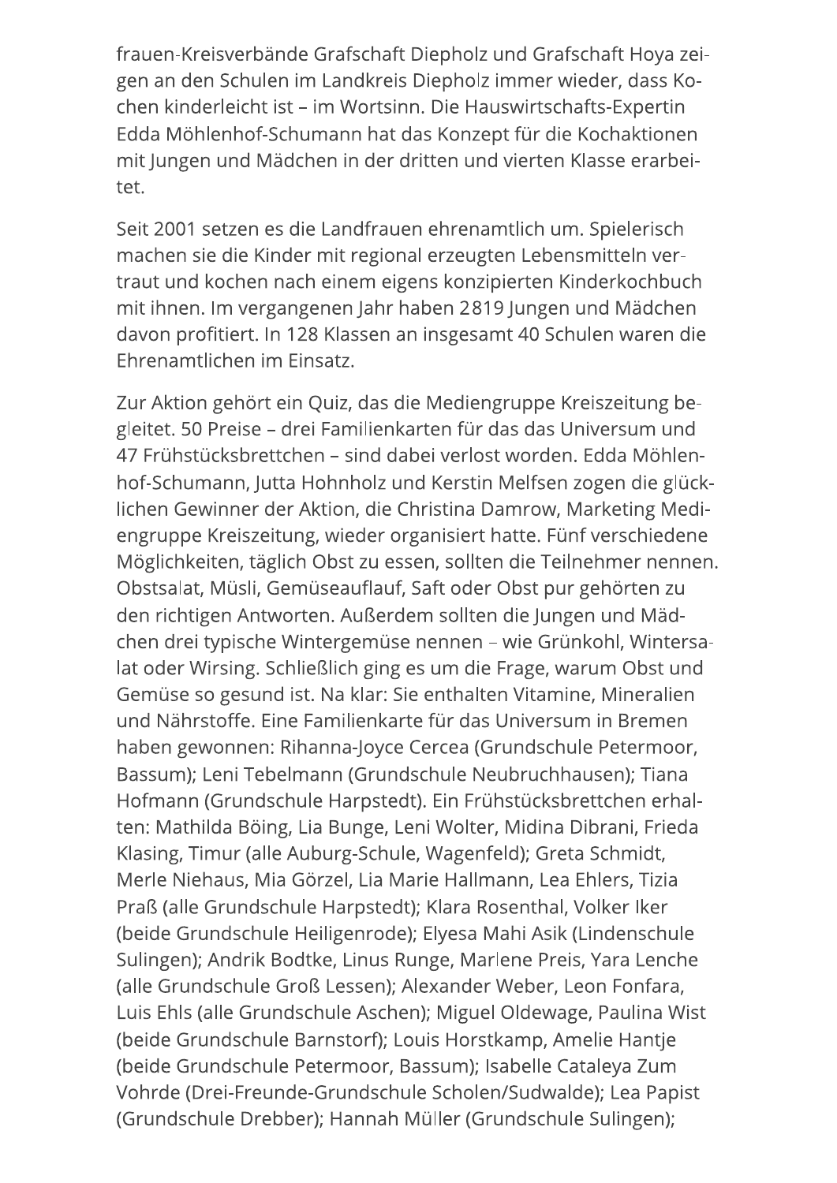frauen-Kreisverbände Grafschaft Diepholz und Grafschaft Hoya zeigen an den Schulen im Landkreis Diepholz immer wieder, dass Kochen kinderleicht ist – im Wortsinn. Die Hauswirtschafts-Expertin Edda Möhlenhof-Schumann hat das Konzept für die Kochaktionen mit Jungen und Mädchen in der dritten und vierten Klasse erarbeitet.

Seit 2001 setzen es die Landfrauen ehrenamtlich um. Spielerisch machen sie die Kinder mit regional erzeugten Lebensmitteln vertraut und kochen nach einem eigens konzipierten Kinderkochbuch mit ihnen. Im vergangenen Jahr haben 2819 Jungen und Mädchen davon profitiert. In 128 Klassen an insgesamt 40 Schulen waren die Ehrenamtlichen im Einsatz.

Zur Aktion gehört ein Quiz, das die Mediengruppe Kreiszeitung begleitet. 50 Preise – drei Familienkarten für das das Universum und 47 Frühstücksbrettchen – sind dabei verlost worden. Edda Möhlenhof-Schumann, Jutta Hohnholz und Kerstin Melfsen zogen die glücklichen Gewinner der Aktion, die Christina Damrow, Marketing Mediengruppe Kreiszeitung, wieder organisiert hatte. Fünf verschiedene Möglichkeiten, täglich Obst zu essen, sollten die Teilnehmer nennen. Obstsalat, Müsli, Gemüseauflauf, Saft oder Obst pur gehörten zu den richtigen Antworten. Außerdem sollten die Jungen und Mädchen drei typische Wintergemüse nennen – wie Grünkohl, Wintersalat oder Wirsing. Schließlich ging es um die Frage, warum Obst und Gemüse so gesund ist. Na klar: Sie enthalten Vitamine, Mineralien und Nährstoffe. Eine Familienkarte für das Universum in Bremen haben gewonnen: Rihanna-Joyce Cercea (Grundschule Petermoor, Bassum); Leni Tebelmann (Grundschule Neubruchhausen); Tiana Hofmann (Grundschule Harpstedt). Ein Frühstücksbrettchen erhalten: Mathilda Böing, Lia Bunge, Leni Wolter, Midina Dibrani, Frieda Klasing, Timur (alle Auburg-Schule, Wagenfeld); Greta Schmidt, Merle Niehaus, Mia Görzel, Lia Marie Hallmann, Lea Ehlers, Tizia Praß (alle Grundschule Harpstedt); Klara Rosenthal, Volker Iker (beide Grundschule Heiligenrode); Elyesa Mahi Asik (Lindenschule Sulingen); Andrik Bodtke, Linus Runge, Marlene Preis, Yara Lenche (alle Grundschule Groß Lessen); Alexander Weber, Leon Fonfara, Luis Ehls (alle Grundschule Aschen); Miguel Oldewage, Paulina Wist (beide Grundschule Barnstorf); Louis Horstkamp, Amelie Hantje (beide Grundschule Petermoor, Bassum); Isabelle Cataleya Zum Vohrde (Drei-Freunde-Grundschule Scholen/Sudwalde); Lea Papist (Grundschule Drebber); Hannah Müller (Grundschule Sulingen);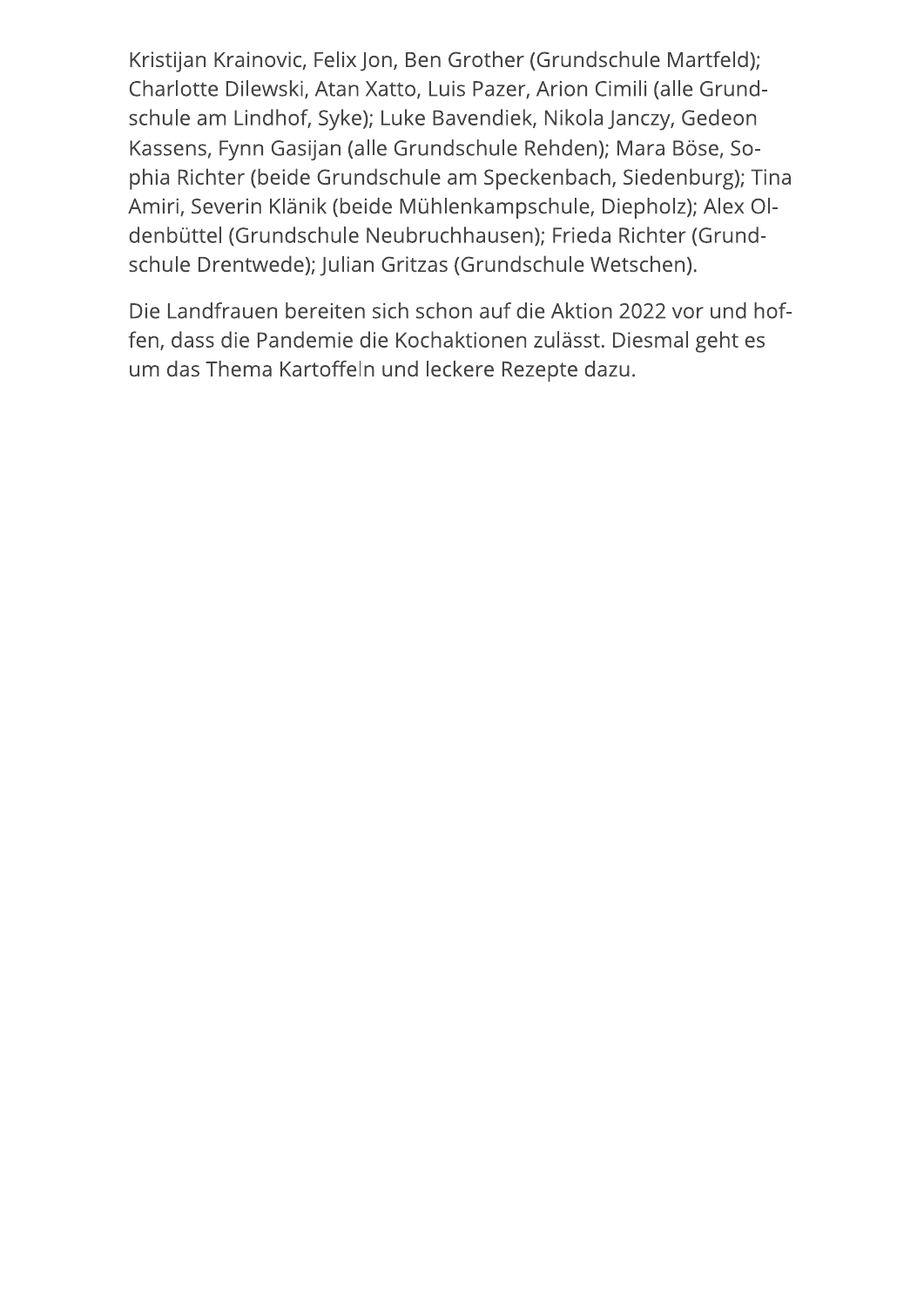Kristijan Krainovic, Felix Jon, Ben Grother (Grundschule Martfeld); Charlotte Dilewski, Atan Xatto, Luis Pazer, Arion Cimili (alle Grundschule am Lindhof, Syke); Luke Bavendiek, Nikola Janczy, Gedeon Kassens, Fynn Gasijan (alle Grundschule Rehden); Mara Böse, Sophia Richter (beide Grundschule am Speckenbach, Siedenburg); Tina Amiri, Severin Klänik (beide Mühlenkampschule, Diepholz); Alex Oldenbüttel (Grundschule Neubruchhausen); Frieda Richter (Grundschule Drentwede); Julian Gritzas (Grundschule Wetschen).

Die Landfrauen bereiten sich schon auf die Aktion 2022 vor und hoffen, dass die Pandemie die Kochaktionen zulässt. Diesmal geht es um das Thema Kartoffeln und leckere Rezepte dazu.